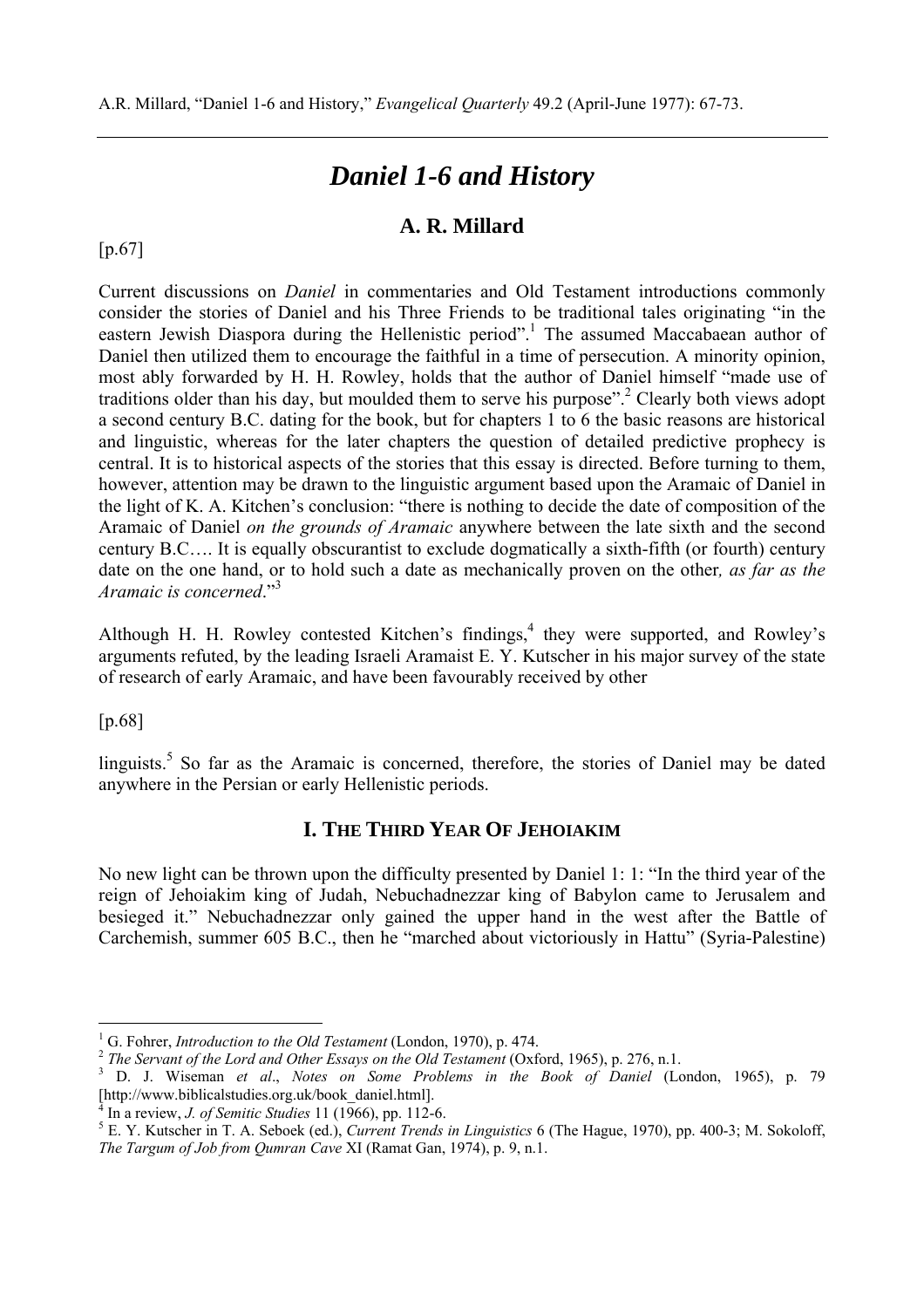A.R. Millard, "Daniel 1-6 and History," *Evangelical Quarterly* 49.2 (April-June 1977): 67-73.

# *Daniel 1-6 and History*

## A. R. Millard

[p.67]

Current discussions on *Daniel* in commentaries and Old Testament introductions commonly consider the stories of Daniel and his Three Friends to be traditional tales originating "in the eastern Jewish Diaspora during the Hellenistic period".[1] The assumed Maccabaean author of Daniel then utilized them to encourage the faithful in a time of persecution. A minority opinion, most ably forwarded by H. H. Rowley, holds that the author of Daniel himself "made use of traditions older than his day, but moulded them to serve his purpose".[2] Clearly both views adopt a second century B.C. dating for the book, but for chapters 1 to 6 the basic reasons are historical and linguistic, whereas for the later chapters the question of detailed predictive prophecy is central. It is to historical aspects of the stories that this essay is directed. Before turning to them, however, attention may be drawn to the linguistic argument based upon the Aramaic of Daniel in the light of K. A. Kitchen's conclusion: "there is nothing to decide the date of composition of the Aramaic of Daniel *on the grounds of Aramaic* anywhere between the late sixth and the second century B.C…. It is equally obscurantist to exclude dogmatically a sixth-fifth (or fourth) century date on the one hand, or to hold such a date as mechanically proven on the other*, as far as the Aramaic is concerned*."[3]

Although H. H. Rowley contested Kitchen's findings,[4] they were supported, and Rowley's arguments refuted, by the leading Israeli Aramaist E. Y. Kutscher in his major survey of the state of research of early Aramaic, and have been favourably received by other

[p.68]

linguists.[5] So far as the Aramaic is concerned, therefore, the stories of Daniel may be dated anywhere in the Persian or early Hellenistic periods.

### I. The Third Year Of Jehoiakim

No new light can be thrown upon the difficulty presented by Daniel 1: 1: "In the third year of the reign of Jehoiakim king of Judah, Nebuchadnezzar king of Babylon came to Jerusalem and besieged it." Nebuchadnezzar only gained the upper hand in the west after the Battle of Carchemish, summer 605 B.C., then he "marched about victoriously in Hattu" (Syria-Palestine)

---

[1] G. Fohrer, *Introduction to the Old Testament* (London, 1970), p. 474.

[2] *The Servant of the Lord and Other Essays on the Old Testament* (Oxford, 1965), p. 276, n.1.

[3] D. J. Wiseman *et al*., *Notes on Some Problems in the Book of Daniel* (London, 1965), p. 79 [http://www.biblicalstudies.org.uk/book_daniel.html].

[4] In a review, *J. of Semitic Studies* 11 (1966), pp. 112-6.

[5] E. Y. Kutscher in T. A. Seboek (ed.), *Current Trends in Linguistics* 6 (The Hague, 1970), pp. 400-3; M. Sokoloff, *The Targum of Job from Qumran Cave* XI (Ramat Gan, 1974), p. 9, n.1.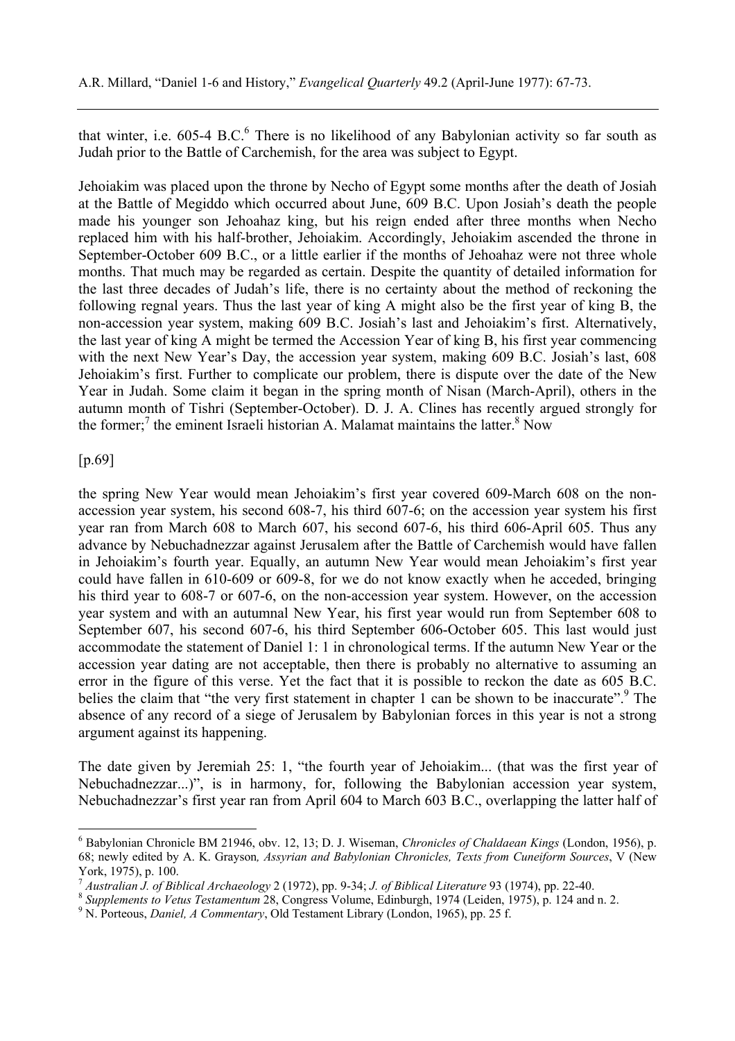that winter, i.e. 605-4 B.C.[6] There is no likelihood of any Babylonian activity so far south as Judah prior to the Battle of Carchemish, for the area was subject to Egypt.

Jehoiakim was placed upon the throne by Necho of Egypt some months after the death of Josiah at the Battle of Megiddo which occurred about June, 609 B.C. Upon Josiah's death the people made his younger son Jehoahaz king, but his reign ended after three months when Necho replaced him with his half-brother, Jehoiakim. Accordingly, Jehoiakim ascended the throne in September-October 609 B.C., or a little earlier if the months of Jehoahaz were not three whole months. That much may be regarded as certain. Despite the quantity of detailed information for the last three decades of Judah's life, there is no certainty about the method of reckoning the following regnal years. Thus the last year of king A might also be the first year of king B, the non-accession year system, making 609 B.C. Josiah's last and Jehoiakim's first. Alternatively, the last year of king A might be termed the Accession Year of king B, his first year commencing with the next New Year's Day, the accession year system, making 609 B.C. Josiah's last, 608 Jehoiakim's first. Further to complicate our problem, there is dispute over the date of the New Year in Judah. Some claim it began in the spring month of Nisan (March-April), others in the autumn month of Tishri (September-October). D. J. A. Clines has recently argued strongly for the former;[7] the eminent Israeli historian A. Malamat maintains the latter.[8] Now

[p.69]

the spring New Year would mean Jehoiakim's first year covered 609-March 608 on the non-accession year system, his second 608-7, his third 607-6; on the accession year system his first year ran from March 608 to March 607, his second 607-6, his third 606-April 605. Thus any advance by Nebuchadnezzar against Jerusalem after the Battle of Carchemish would have fallen in Jehoiakim's fourth year. Equally, an autumn New Year would mean Jehoiakim's first year could have fallen in 610-609 or 609-8, for we do not know exactly when he acceded, bringing his third year to 608-7 or 607-6, on the non-accession year system. However, on the accession year system and with an autumnal New Year, his first year would run from September 608 to September 607, his second 607-6, his third September 606-October 605. This last would just accommodate the statement of Daniel 1: 1 in chronological terms. If the autumn New Year or the accession year dating are not acceptable, then there is probably no alternative to assuming an error in the figure of this verse. Yet the fact that it is possible to reckon the date as 605 B.C. belies the claim that "the very first statement in chapter 1 can be shown to be inaccurate".[9] The absence of any record of a siege of Jerusalem by Babylonian forces in this year is not a strong argument against its happening.

The date given by Jeremiah 25: 1, "the fourth year of Jehoiakim... (that was the first year of Nebuchadnezzar...)", is in harmony, for, following the Babylonian accession year system, Nebuchadnezzar's first year ran from April 604 to March 603 B.C., overlapping the latter half of

---

[6] Babylonian Chronicle BM 21946, obv. 12, 13; D. J. Wiseman, *Chronicles of Chaldaean Kings* (London, 1956), p. 68; newly edited by A. K. Grayson*, Assyrian and Babylonian Chronicles, Texts from Cuneiform Sources*, V (New York, 1975), p. 100.

[7] *Australian J. of Biblical Archaeology* 2 (1972), pp. 9-34; *J. of Biblical Literature* 93 (1974), pp. 22-40.

[8] *Supplements to Vetus Testamentum* 28, Congress Volume, Edinburgh, 1974 (Leiden, 1975), p. 124 and n. 2.

[9] N. Porteous, *Daniel, A Commentary*, Old Testament Library (London, 1965), pp. 25 f.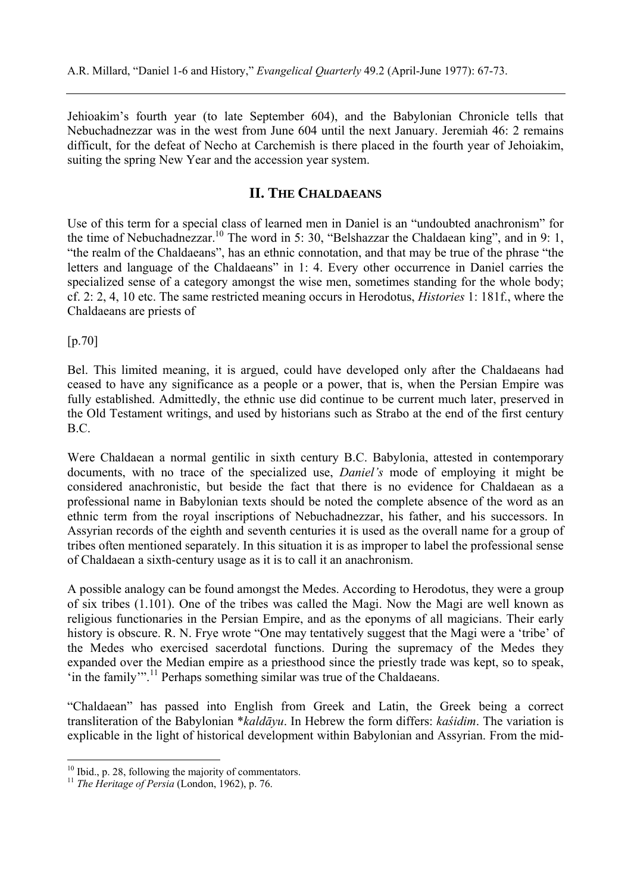Jehioakim's fourth year (to late September 604), and the Babylonian Chronicle tells that Nebuchadnezzar was in the west from June 604 until the next January. Jeremiah 46: 2 remains difficult, for the defeat of Necho at Carchemish is there placed in the fourth year of Jehoiakim, suiting the spring New Year and the accession year system.

## II. THE CHALDAEANS

Use of this term for a special class of learned men in Daniel is an "undoubted anachronism" for the time of Nebuchadnezzar.[10] The word in 5: 30, "Belshazzar the Chaldaean king", and in 9: 1, "the realm of the Chaldaeans", has an ethnic connotation, and that may be true of the phrase "the letters and language of the Chaldaeans" in 1: 4. Every other occurrence in Daniel carries the specialized sense of a category amongst the wise men, sometimes standing for the whole body; cf. 2: 2, 4, 10 etc. The same restricted meaning occurs in Herodotus, *Histories* 1: 181f., where the Chaldaeans are priests of

[p.70]

Bel. This limited meaning, it is argued, could have developed only after the Chaldaeans had ceased to have any significance as a people or a power, that is, when the Persian Empire was fully established. Admittedly, the ethnic use did continue to be current much later, preserved in the Old Testament writings, and used by historians such as Strabo at the end of the first century B.C.

Were Chaldaean a normal gentilic in sixth century B.C. Babylonia, attested in contemporary documents, with no trace of the specialized use, *Daniel's* mode of employing it might be considered anachronistic, but beside the fact that there is no evidence for Chaldaean as a professional name in Babylonian texts should be noted the complete absence of the word as an ethnic term from the royal inscriptions of Nebuchadnezzar, his father, and his successors. In Assyrian records of the eighth and seventh centuries it is used as the overall name for a group of tribes often mentioned separately. In this situation it is as improper to label the professional sense of Chaldaean a sixth-century usage as it is to call it an anachronism.

A possible analogy can be found amongst the Medes. According to Herodotus, they were a group of six tribes (1.101). One of the tribes was called the Magi. Now the Magi are well known as religious functionaries in the Persian Empire, and as the eponyms of all magicians. Their early history is obscure. R. N. Frye wrote "One may tentatively suggest that the Magi were a 'tribe' of the Medes who exercised sacerdotal functions. During the supremacy of the Medes they expanded over the Median empire as a priesthood since the priestly trade was kept, so to speak, 'in the family'".[11] Perhaps something similar was true of the Chaldaeans.

"Chaldaean" has passed into English from Greek and Latin, the Greek being a correct transliteration of the Babylonian *\*kaldāyu*. In Hebrew the form differs: *kaśidim*. The variation is explicable in the light of historical development within Babylonian and Assyrian. From the mid-

---

[10] Ibid., p. 28, following the majority of commentators.

[11] *The Heritage of Persia* (London, 1962), p. 76.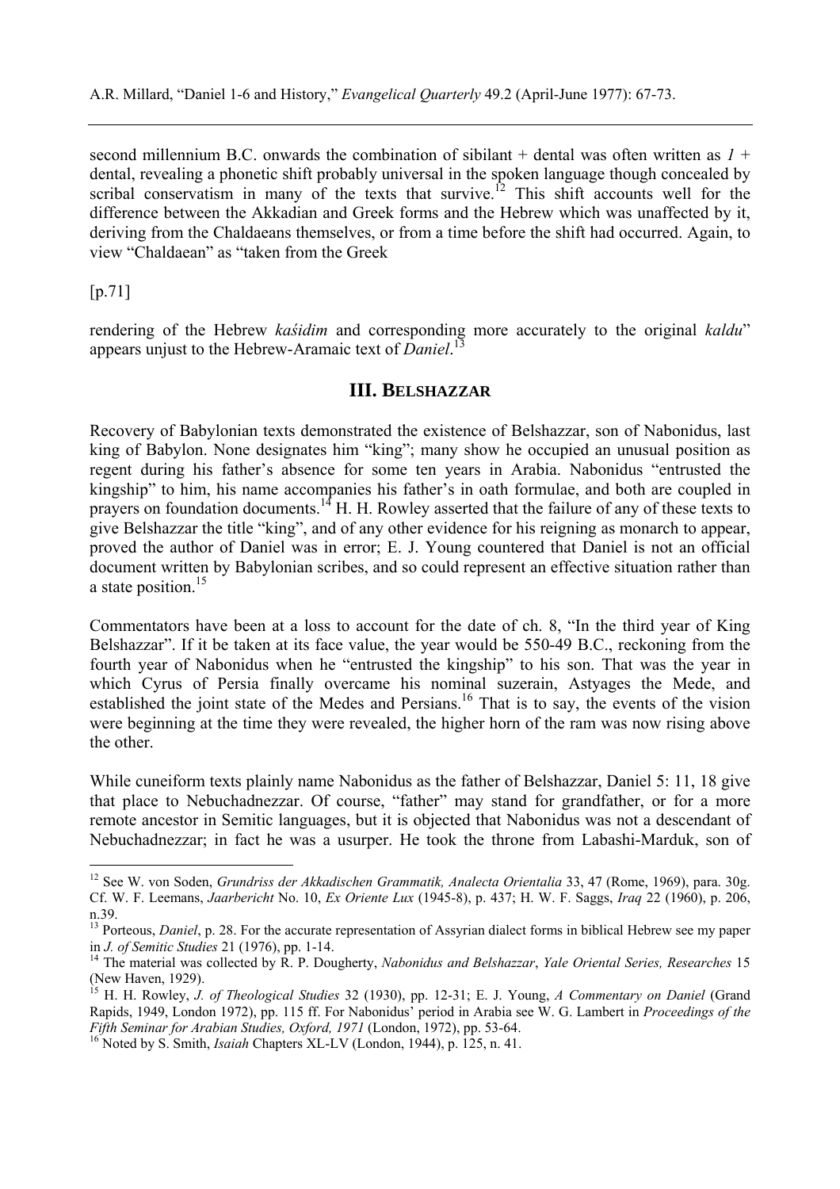second millennium B.C. onwards the combination of sibilant + dental was often written as *l* + dental, revealing a phonetic shift probably universal in the spoken language though concealed by scribal conservatism in many of the texts that survive.[12] This shift accounts well for the difference between the Akkadian and Greek forms and the Hebrew which was unaffected by it, deriving from the Chaldaeans themselves, or from a time before the shift had occurred. Again, to view "Chaldaean" as "taken from the Greek

[p.71]

rendering of the Hebrew *kaśidim* and corresponding more accurately to the original *kaldu*" appears unjust to the Hebrew-Aramaic text of *Daniel*.[13]

## III. Belshazzar

Recovery of Babylonian texts demonstrated the existence of Belshazzar, son of Nabonidus, last king of Babylon. None designates him "king"; many show he occupied an unusual position as regent during his father's absence for some ten years in Arabia. Nabonidus "entrusted the kingship" to him, his name accompanies his father's in oath formulae, and both are coupled in prayers on foundation documents.[14] H. H. Rowley asserted that the failure of any of these texts to give Belshazzar the title "king", and of any other evidence for his reigning as monarch to appear, proved the author of Daniel was in error; E. J. Young countered that Daniel is not an official document written by Babylonian scribes, and so could represent an effective situation rather than a state position.[15]

Commentators have been at a loss to account for the date of ch. 8, "In the third year of King Belshazzar". If it be taken at its face value, the year would be 550-49 B.C., reckoning from the fourth year of Nabonidus when he "entrusted the kingship" to his son. That was the year in which Cyrus of Persia finally overcame his nominal suzerain, Astyages the Mede, and established the joint state of the Medes and Persians.[16] That is to say, the events of the vision were beginning at the time they were revealed, the higher horn of the ram was now rising above the other.

While cuneiform texts plainly name Nabonidus as the father of Belshazzar, Daniel 5: 11, 18 give that place to Nebuchadnezzar. Of course, "father" may stand for grandfather, or for a more remote ancestor in Semitic languages, but it is objected that Nabonidus was not a descendant of Nebuchadnezzar; in fact he was a usurper. He took the throne from Labashi-Marduk, son of

---

[12] See W. von Soden, *Grundriss der Akkadischen Grammatik, Analecta Orientalia* 33, 47 (Rome, 1969), para. 30g. Cf. W. F. Leemans, *Jaarbericht* No. 10, *Ex Oriente Lux* (1945-8), p. 437; H. W. F. Saggs, *Iraq* 22 (1960), p. 206, n.39.

[13] Porteous, *Daniel*, p. 28. For the accurate representation of Assyrian dialect forms in biblical Hebrew see my paper in *J. of Semitic Studies* 21 (1976), pp. 1-14.

[14] The material was collected by R. P. Dougherty, *Nabonidus and Belshazzar*, *Yale Oriental Series, Researches* 15 (New Haven, 1929).

[15] H. H. Rowley, *J. of Theological Studies* 32 (1930), pp. 12-31; E. J. Young, *A Commentary on Daniel* (Grand Rapids, 1949, London 1972), pp. 115 ff. For Nabonidus' period in Arabia see W. G. Lambert in *Proceedings of the Fifth Seminar for Arabian Studies, Oxford, 1971* (London, 1972), pp. 53-64.

[16] Noted by S. Smith, *Isaiah* Chapters XL-LV (London, 1944), p. 125, n. 41.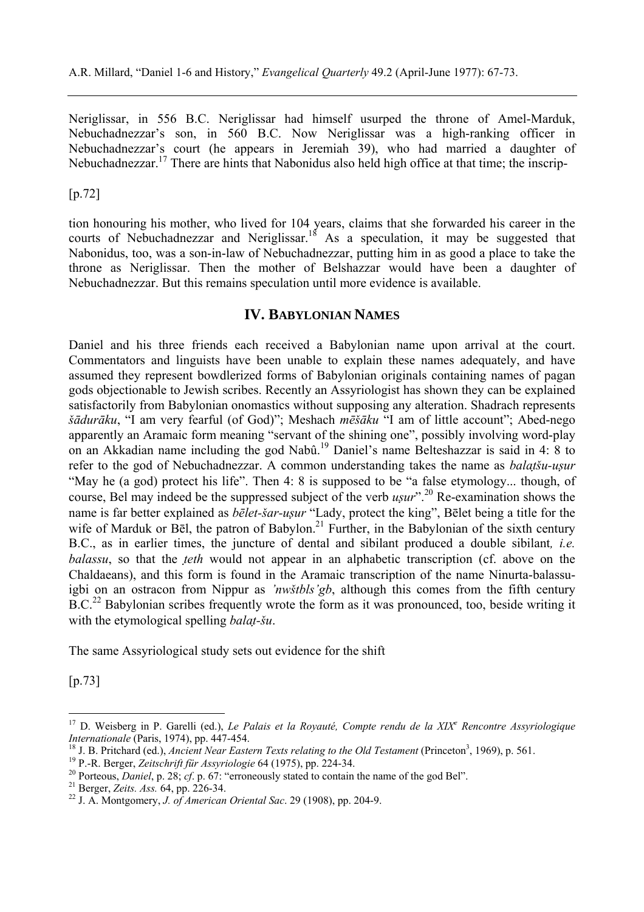Neriglissar, in 556 B.C. Neriglissar had himself usurped the throne of Amel-Marduk, Nebuchadnezzar's son, in 560 B.C. Now Neriglissar was a high-ranking officer in Nebuchadnezzar's court (he appears in Jeremiah 39), who had married a daughter of Nebuchadnezzar.[17] There are hints that Nabonidus also held high office at that time; the inscrip-

[p.72]

tion honouring his mother, who lived for 104 years, claims that she forwarded his career in the courts of Nebuchadnezzar and Neriglissar.[18] As a speculation, it may be suggested that Nabonidus, too, was a son-in-law of Nebuchadnezzar, putting him in as good a place to take the throne as Neriglissar. Then the mother of Belshazzar would have been a daughter of Nebuchadnezzar. But this remains speculation until more evidence is available.

## IV. BABYLONIAN NAMES

Daniel and his three friends each received a Babylonian name upon arrival at the court. Commentators and linguists have been unable to explain these names adequately, and have assumed they represent bowdlerized forms of Babylonian originals containing names of pagan gods objectionable to Jewish scribes. Recently an Assyriologist has shown they can be explained satisfactorily from Babylonian onomastics without supposing any alteration. Shadrach represents *šādurāku*, "I am very fearful (of God)"; Meshach *mēšāku* "I am of little account"; Abed-nego apparently an Aramaic form meaning "servant of the shining one", possibly involving word-play on an Akkadian name including the god Nabû.[19] Daniel's name Belteshazzar is said in 4: 8 to refer to the god of Nebuchadnezzar. A common understanding takes the name as *balaṭšu-uṣur* "May he (a god) protect his life". Then 4: 8 is supposed to be "a false etymology... though, of course, Bel may indeed be the suppressed subject of the verb *uṣur*".[20] Re-examination shows the name is far better explained as *bēlet-šar-uṣur* "Lady, protect the king", Bēlet being a title for the wife of Marduk or Bēl, the patron of Babylon.[21] Further, in the Babylonian of the sixth century B.C., as in earlier times, the juncture of dental and sibilant produced a double sibilant*, i.e. balassu*, so that the *ṭeth* would not appear in an alphabetic transcription (cf. above on the Chaldaeans), and this form is found in the Aramaic transcription of the name Ninurta-balassu-igbi on an ostracon from Nippur as *'nwštbls'gb*, although this comes from the fifth century B.C.[22] Babylonian scribes frequently wrote the form as it was pronounced, too, beside writing it with the etymological spelling *balaṭ-šu*.

The same Assyriological study sets out evidence for the shift

[p.73]

---

[17] D. Weisberg in P. Garelli (ed.), *Le Palais et la Royauté, Compte rendu de la XIX^e Rencontre Assyriologique Internationale* (Paris, 1974), pp. 447-454.

[18] J. B. Pritchard (ed.), *Ancient Near Eastern Texts relating to the Old Testament* (Princeton³, 1969), p. 561.

[19] P.-R. Berger, *Zeitschrift für Assyriologie* 64 (1975), pp. 224-34.

[20] Porteous, *Daniel*, p. 28; *cf*. p. 67: "erroneously stated to contain the name of the god Bel".

[21] Berger, *Zeits. Ass.* 64, pp. 226-34.

[22] J. A. Montgomery, *J. of American Oriental Sac*. 29 (1908), pp. 204-9.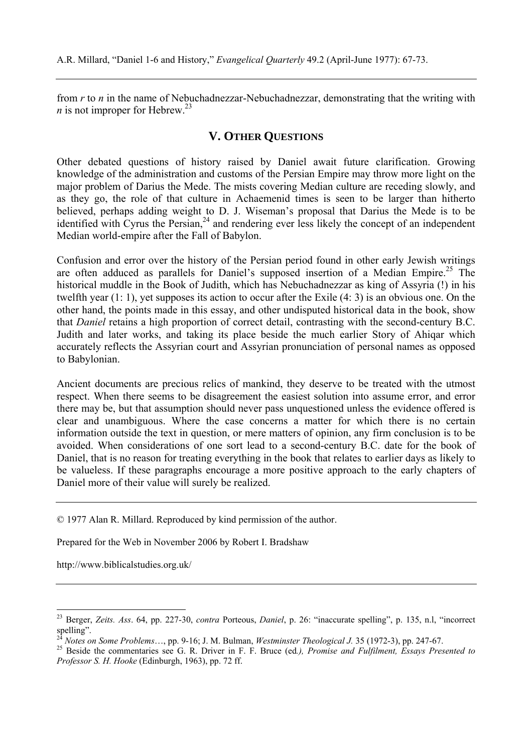from *r* to *n* in the name of Nebuchadnezzar-Nebuchadnezzar, demonstrating that the writing with *n* is not improper for Hebrew.[23]

## V. OTHER QUESTIONS

Other debated questions of history raised by Daniel await future clarification. Growing knowledge of the administration and customs of the Persian Empire may throw more light on the major problem of Darius the Mede. The mists covering Median culture are receding slowly, and as they go, the role of that culture in Achaemenid times is seen to be larger than hitherto believed, perhaps adding weight to D. J. Wiseman's proposal that Darius the Mede is to be identified with Cyrus the Persian,[24] and rendering ever less likely the concept of an independent Median world-empire after the Fall of Babylon.

Confusion and error over the history of the Persian period found in other early Jewish writings are often adduced as parallels for Daniel's supposed insertion of a Median Empire.[25] The historical muddle in the Book of Judith, which has Nebuchadnezzar as king of Assyria (!) in his twelfth year (1: 1), yet supposes its action to occur after the Exile (4: 3) is an obvious one. On the other hand, the points made in this essay, and other undisputed historical data in the book, show that *Daniel* retains a high proportion of correct detail, contrasting with the second-century B.C. Judith and later works, and taking its place beside the much earlier Story of Ahiqar which accurately reflects the Assyrian court and Assyrian pronunciation of personal names as opposed to Babylonian.

Ancient documents are precious relics of mankind, they deserve to be treated with the utmost respect. When there seems to be disagreement the easiest solution into assume error, and error there may be, but that assumption should never pass unquestioned unless the evidence offered is clear and unambiguous. Where the case concerns a matter for which there is no certain information outside the text in question, or mere matters of opinion, any firm conclusion is to be avoided. When considerations of one sort lead to a second-century B.C. date for the book of Daniel, that is no reason for treating everything in the book that relates to earlier days as likely to be valueless. If these paragraphs encourage a more positive approach to the early chapters of Daniel more of their value will surely be realized.

---

© 1977 Alan R. Millard. Reproduced by kind permission of the author.

Prepared for the Web in November 2006 by Robert I. Bradshaw

http://www.biblicalstudies.org.uk/

---

[23] Berger, *Zeits. Ass*. 64, pp. 227-30, *contra* Porteous, *Daniel*, p. 26: "inaccurate spelling", p. 135, n.l, "incorrect spelling".

[24] *Notes on Some Problems*…, pp. 9-16; J. M. Bulman, *Westminster Theological J.* 35 (1972-3), pp. 247-67.

[25] Beside the commentaries see G. R. Driver in F. F. Bruce (ed*.), Promise and Fulfilment, Essays Presented to Professor S. H. Hooke* (Edinburgh, 1963), pp. 72 ff.